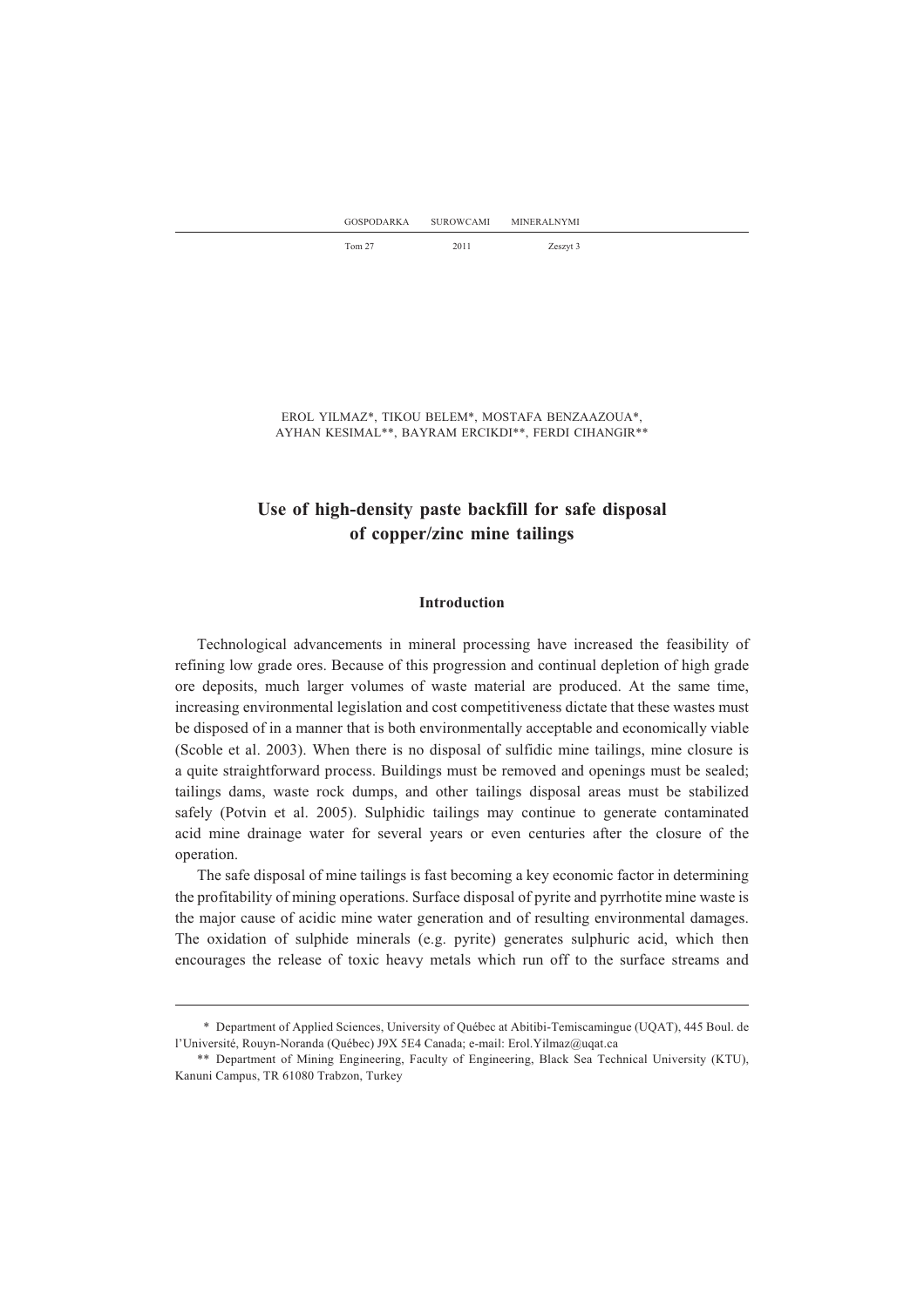EROL YILMAZ*, TIKOU BELEM*, MOSTAFA BENZAAZOUA*, AYHAN KESIMAL**, BAYRAM ERCIKDI**, FERDI CIHANGIR**

# Use of high-density paste backfill for safe disposal of copper/zinc mine tailings

## Introduction

Technological advancements in mineral processing have increased the feasibility of refining low grade ores. Because of this progression and continual depletion of high grade ore deposits, much larger volumes of waste material are produced. At the same time, increasing environmental legislation and cost competitiveness dictate that these wastes must be disposed of in a manner that is both environmentally acceptable and economically viable (Scoble et al. 2003). When there is no disposal of sulfidic mine tailings, mine closure is a quite straightforward process. Buildings must be removed and openings must be sealed; tailings dams, waste rock dumps, and other tailings disposal areas must be stabilized safely (Potvin et al. 2005). Sulphidic tailings may continue to generate contaminated acid mine drainage water for several years or even centuries after the closure of the operation.

The safe disposal of mine tailings is fast becoming a key economic factor in determining the profitability of mining operations. Surface disposal of pyrite and pyrrhotite mine waste is the major cause of acidic mine water generation and of resulting environmental damages. The oxidation of sulphide minerals (e.g. pyrite) generates sulphuric acid, which then encourages the release of toxic heavy metals which run off to the surface streams and

---

\* Department of Applied Sciences, University of Québec at Abitibi-Temiscamingue (UQAT), 445 Boul. de l'Université, Rouyn-Noranda (Québec) J9X 5E4 Canada; e-mail: Erol.Yilmaz@uqat.ca

\*\* Department of Mining Engineering, Faculty of Engineering, Black Sea Technical University (KTU), Kanuni Campus, TR 61080 Trabzon, Turkey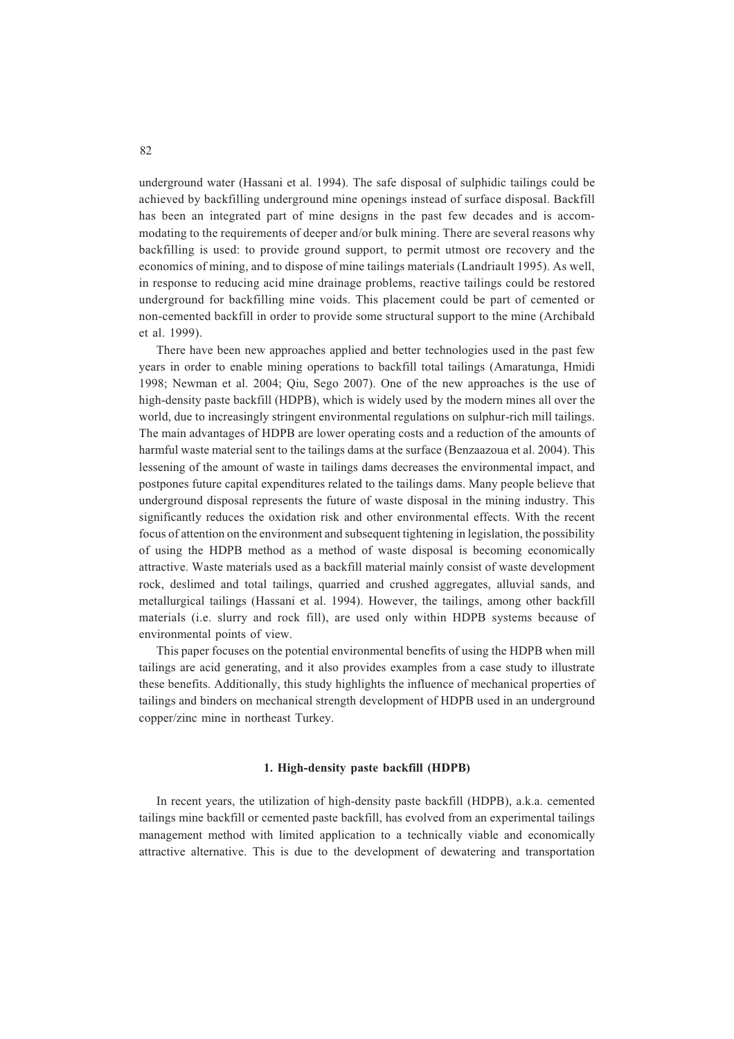underground water (Hassani et al. 1994). The safe disposal of sulphidic tailings could be achieved by backfilling underground mine openings instead of surface disposal. Backfill has been an integrated part of mine designs in the past few decades and is accommodating to the requirements of deeper and/or bulk mining. There are several reasons why backfilling is used: to provide ground support, to permit utmost ore recovery and the economics of mining, and to dispose of mine tailings materials (Landriault 1995). As well, in response to reducing acid mine drainage problems, reactive tailings could be restored underground for backfilling mine voids. This placement could be part of cemented or non-cemented backfill in order to provide some structural support to the mine (Archibald et al. 1999).

There have been new approaches applied and better technologies used in the past few years in order to enable mining operations to backfill total tailings (Amaratunga, Hmidi 1998; Newman et al. 2004; Qiu, Sego 2007). One of the new approaches is the use of high-density paste backfill (HDPB), which is widely used by the modern mines all over the world, due to increasingly stringent environmental regulations on sulphur-rich mill tailings. The main advantages of HDPB are lower operating costs and a reduction of the amounts of harmful waste material sent to the tailings dams at the surface (Benzaazoua et al. 2004). This lessening of the amount of waste in tailings dams decreases the environmental impact, and postpones future capital expenditures related to the tailings dams. Many people believe that underground disposal represents the future of waste disposal in the mining industry. This significantly reduces the oxidation risk and other environmental effects. With the recent focus of attention on the environment and subsequent tightening in legislation, the possibility of using the HDPB method as a method of waste disposal is becoming economically attractive. Waste materials used as a backfill material mainly consist of waste development rock, deslimed and total tailings, quarried and crushed aggregates, alluvial sands, and metallurgical tailings (Hassani et al. 1994). However, the tailings, among other backfill materials (i.e. slurry and rock fill), are used only within HDPB systems because of environmental points of view.

This paper focuses on the potential environmental benefits of using the HDPB when mill tailings are acid generating, and it also provides examples from a case study to illustrate these benefits. Additionally, this study highlights the influence of mechanical properties of tailings and binders on mechanical strength development of HDPB used in an underground copper/zinc mine in northeast Turkey.

## 1. High-density paste backfill (HDPB)

In recent years, the utilization of high-density paste backfill (HDPB), a.k.a. cemented tailings mine backfill or cemented paste backfill, has evolved from an experimental tailings management method with limited application to a technically viable and economically attractive alternative. This is due to the development of dewatering and transportation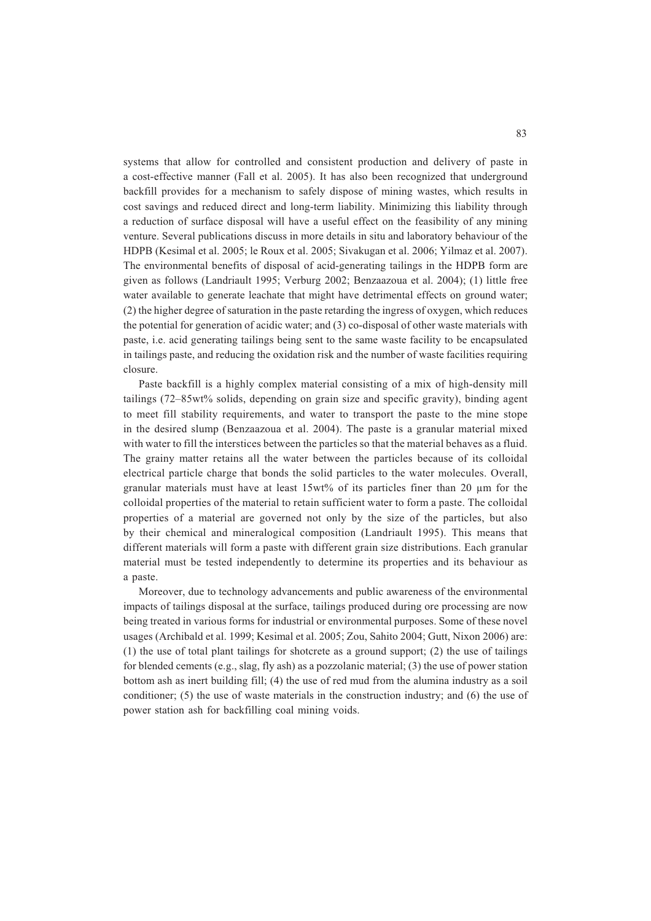systems that allow for controlled and consistent production and delivery of paste in a cost-effective manner (Fall et al. 2005). It has also been recognized that underground backfill provides for a mechanism to safely dispose of mining wastes, which results in cost savings and reduced direct and long-term liability. Minimizing this liability through a reduction of surface disposal will have a useful effect on the feasibility of any mining venture. Several publications discuss in more details in situ and laboratory behaviour of the HDPB (Kesimal et al. 2005; le Roux et al. 2005; Sivakugan et al. 2006; Yilmaz et al. 2007). The environmental benefits of disposal of acid-generating tailings in the HDPB form are given as follows (Landriault 1995; Verburg 2002; Benzaazoua et al. 2004); (1) little free water available to generate leachate that might have detrimental effects on ground water; (2) the higher degree of saturation in the paste retarding the ingress of oxygen, which reduces the potential for generation of acidic water; and (3) co-disposal of other waste materials with paste, i.e. acid generating tailings being sent to the same waste facility to be encapsulated in tailings paste, and reducing the oxidation risk and the number of waste facilities requiring closure.

Paste backfill is a highly complex material consisting of a mix of high-density mill tailings (72–85wt% solids, depending on grain size and specific gravity), binding agent to meet fill stability requirements, and water to transport the paste to the mine stope in the desired slump (Benzaazoua et al. 2004). The paste is a granular material mixed with water to fill the interstices between the particles so that the material behaves as a fluid. The grainy matter retains all the water between the particles because of its colloidal electrical particle charge that bonds the solid particles to the water molecules. Overall, granular materials must have at least 15wt% of its particles finer than 20 μm for the colloidal properties of the material to retain sufficient water to form a paste. The colloidal properties of a material are governed not only by the size of the particles, but also by their chemical and mineralogical composition (Landriault 1995). This means that different materials will form a paste with different grain size distributions. Each granular material must be tested independently to determine its properties and its behaviour as a paste.

Moreover, due to technology advancements and public awareness of the environmental impacts of tailings disposal at the surface, tailings produced during ore processing are now being treated in various forms for industrial or environmental purposes. Some of these novel usages (Archibald et al. 1999; Kesimal et al. 2005; Zou, Sahito 2004; Gutt, Nixon 2006) are: (1) the use of total plant tailings for shotcrete as a ground support; (2) the use of tailings for blended cements (e.g., slag, fly ash) as a pozzolanic material; (3) the use of power station bottom ash as inert building fill; (4) the use of red mud from the alumina industry as a soil conditioner; (5) the use of waste materials in the construction industry; and (6) the use of power station ash for backfilling coal mining voids.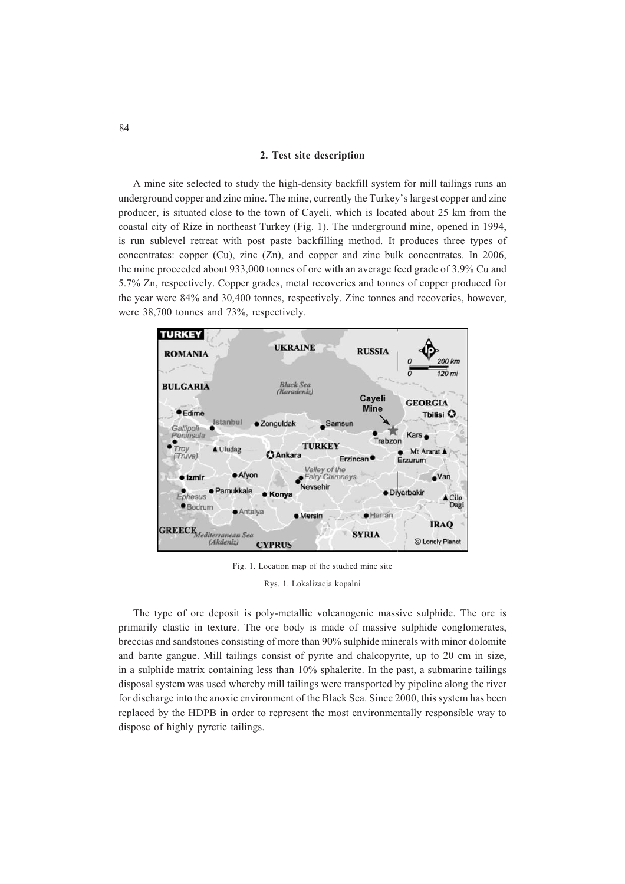## 2. Test site description

A mine site selected to study the high-density backfill system for mill tailings runs an underground copper and zinc mine. The mine, currently the Turkey's largest copper and zinc producer, is situated close to the town of Cayeli, which is located about 25 km from the coastal city of Rize in northeast Turkey (Fig. 1). The underground mine, opened in 1994, is run sublevel retreat with post paste backfilling method. It produces three types of concentrates: copper (Cu), zinc (Zn), and copper and zinc bulk concentrates. In 2006, the mine proceeded about 933,000 tonnes of ore with an average feed grade of 3.9% Cu and 5.7% Zn, respectively. Copper grades, metal recoveries and tonnes of copper produced for the year were 84% and 30,400 tonnes, respectively. Zinc tonnes and recoveries, however, were 38,700 tonnes and 73%, respectively.

Fig. 1. Location map of the studied mine site

Rys. 1. Lokalizacja kopalni

The type of ore deposit is poly-metallic volcanogenic massive sulphide. The ore is primarily clastic in texture. The ore body is made of massive sulphide conglomerates, breccias and sandstones consisting of more than 90% sulphide minerals with minor dolomite and barite gangue. Mill tailings consist of pyrite and chalcopyrite, up to 20 cm in size, in a sulphide matrix containing less than 10% sphalerite. In the past, a submarine tailings disposal system was used whereby mill tailings were transported by pipeline along the river for discharge into the anoxic environment of the Black Sea. Since 2000, this system has been replaced by the HDPB in order to represent the most environmentally responsible way to dispose of highly pyretic tailings.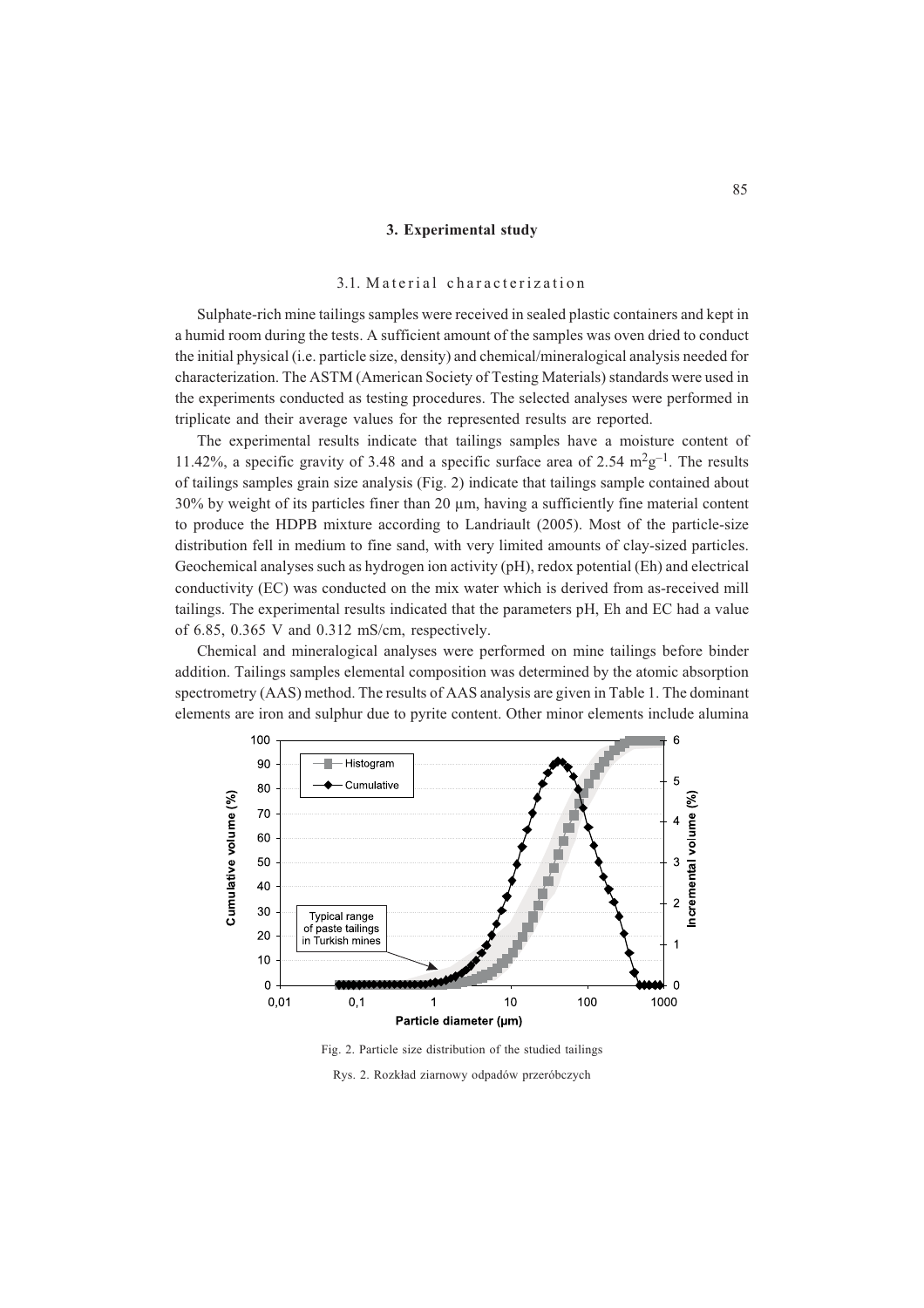### 3. Experimental study

#### 3.1. Material characterization

Sulphate-rich mine tailings samples were received in sealed plastic containers and kept in a humid room during the tests. A sufficient amount of the samples was oven dried to conduct the initial physical (i.e. particle size, density) and chemical/mineralogical analysis needed for characterization. The ASTM (American Society of Testing Materials) standards were used in the experiments conducted as testing procedures. The selected analyses were performed in triplicate and their average values for the represented results are reported.

The experimental results indicate that tailings samples have a moisture content of 11.42%, a specific gravity of 3.48 and a specific surface area of 2.54 $m^2g^{-1}$. The results of tailings samples grain size analysis (Fig. 2) indicate that tailings sample contained about 30% by weight of its particles finer than 20 μm, having a sufficiently fine material content to produce the HDPB mixture according to Landriault (2005). Most of the particle-size distribution fell in medium to fine sand, with very limited amounts of clay-sized particles. Geochemical analyses such as hydrogen ion activity (pH), redox potential (Eh) and electrical conductivity (EC) was conducted on the mix water which is derived from as-received mill tailings. The experimental results indicated that the parameters pH, Eh and EC had a value of 6.85, 0.365 V and 0.312 mS/cm, respectively.

Chemical and mineralogical analyses were performed on mine tailings before binder addition. Tailings samples elemental composition was determined by the atomic absorption spectrometry (AAS) method. The results of AAS analysis are given in Table 1. The dominant elements are iron and sulphur due to pyrite content. Other minor elements include alumina

Fig. 2. Particle size distribution of the studied tailings

Rys. 2. Rozkład ziarnowy odpadów przeróbczych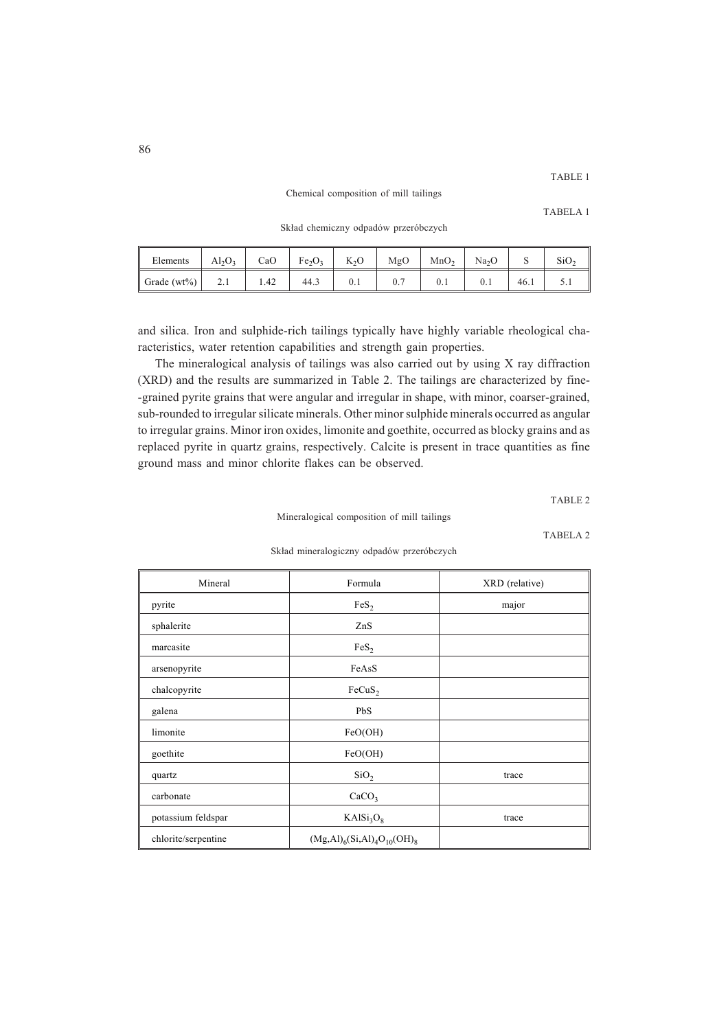TABLE 1

Chemical composition of mill tailings

TABELA 1

Skład chemiczny odpadów przeróbczych

| Elements | $Al_2O_3$ | CaO | $Fe_2O_3$ | $K_2O$ | MgO | $MnO_2$ | $Na_2O$ | S | $SiO_2$ |
|---|---|---|---|---|---|---|---|---|---|
| Grade (wt%) | 2.1 | 1.42 | 44.3 | 0.1 | 0.7 | 0.1 | 0.1 | 46.1 | 5.1 |

and silica. Iron and sulphide-rich tailings typically have highly variable rheological characteristics, water retention capabilities and strength gain properties.

The mineralogical analysis of tailings was also carried out by using X ray diffraction (XRD) and the results are summarized in Table 2. The tailings are characterized by fine-grained pyrite grains that were angular and irregular in shape, with minor, coarser-grained, sub-rounded to irregular silicate minerals. Other minor sulphide minerals occurred as angular to irregular grains. Minor iron oxides, limonite and goethite, occurred as blocky grains and as replaced pyrite in quartz grains, respectively. Calcite is present in trace quantities as fine ground mass and minor chlorite flakes can be observed.

TABLE 2

Mineralogical composition of mill tailings

TABELA 2

Skład mineralogiczny odpadów przeróbczych

| Mineral | Formula | XRD (relative) |
|---|---|---|
| pyrite | $FeS_2$ | major |
| sphalerite | ZnS | |
| marcasite | $FeS_2$ | |
| arsenopyrite | FeAsS | |
| chalcopyrite | $FeCuS_2$ | |
| galena | PbS | |
| limonite | FeO(OH) | |
| goethite | FeO(OH) | |
| quartz | $SiO_2$ | trace |
| carbonate | $CaCO_3$ | |
| potassium feldspar | $KAlSi_3O_8$ | trace |
| chlorite/serpentine | $(Mg,Al)_6(Si,Al)_4O_{10}(OH)_8$ | |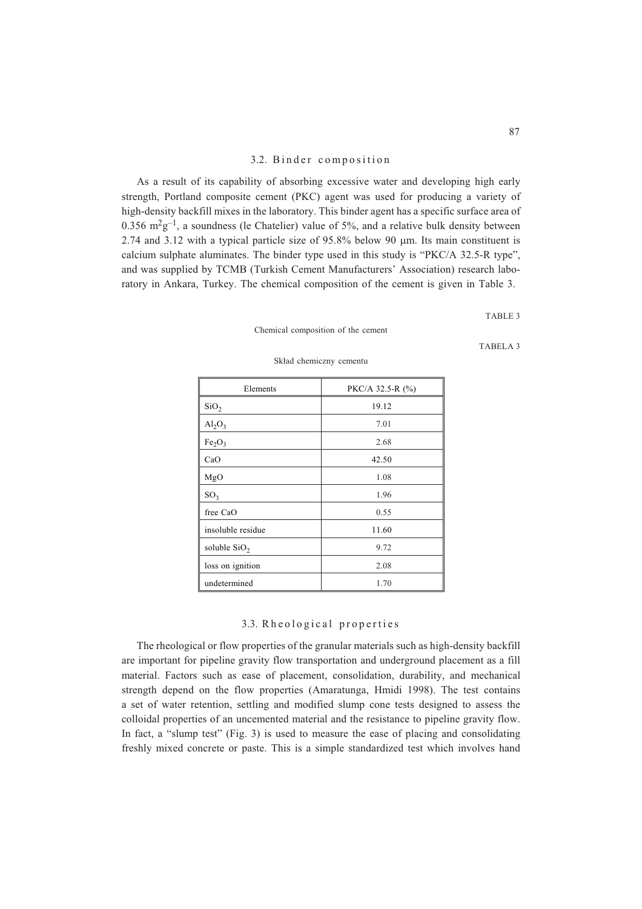### 3.2. Binder composition

As a result of its capability of absorbing excessive water and developing high early strength, Portland composite cement (PKC) agent was used for producing a variety of high-density backfill mixes in the laboratory. This binder agent has a specific surface area of 0.356 $m^2g^{-1}$, a soundness (le Chatelier) value of 5%, and a relative bulk density between 2.74 and 3.12 with a typical particle size of 95.8% below 90 μm. Its main constituent is calcium sulphate aluminates. The binder type used in this study is "PKC/A 32.5-R type", and was supplied by TCMB (Turkish Cement Manufacturers' Association) research laboratory in Ankara, Turkey. The chemical composition of the cement is given in Table 3.

TABLE 3

Chemical composition of the cement

TABELA 3

Skład chemiczny cementu

| Elements | PKC/A 32.5-R (%) |
|---|---|
| $SiO_2$ | 19.12 |
| $Al_2O_3$ | 7.01 |
| $Fe_2O_3$ | 2.68 |
| CaO | 42.50 |
| MgO | 1.08 |
| $SO_3$ | 1.96 |
| free CaO | 0.55 |
| insoluble residue | 11.60 |
| soluble $SiO_2$ | 9.72 |
| loss on ignition | 2.08 |
| undetermined | 1.70 |

### 3.3. Rheological properties

The rheological or flow properties of the granular materials such as high-density backfill are important for pipeline gravity flow transportation and underground placement as a fill material. Factors such as ease of placement, consolidation, durability, and mechanical strength depend on the flow properties (Amaratunga, Hmidi 1998). The test contains a set of water retention, settling and modified slump cone tests designed to assess the colloidal properties of an uncemented material and the resistance to pipeline gravity flow. In fact, a "slump test" (Fig. 3) is used to measure the ease of placing and consolidating freshly mixed concrete or paste. This is a simple standardized test which involves hand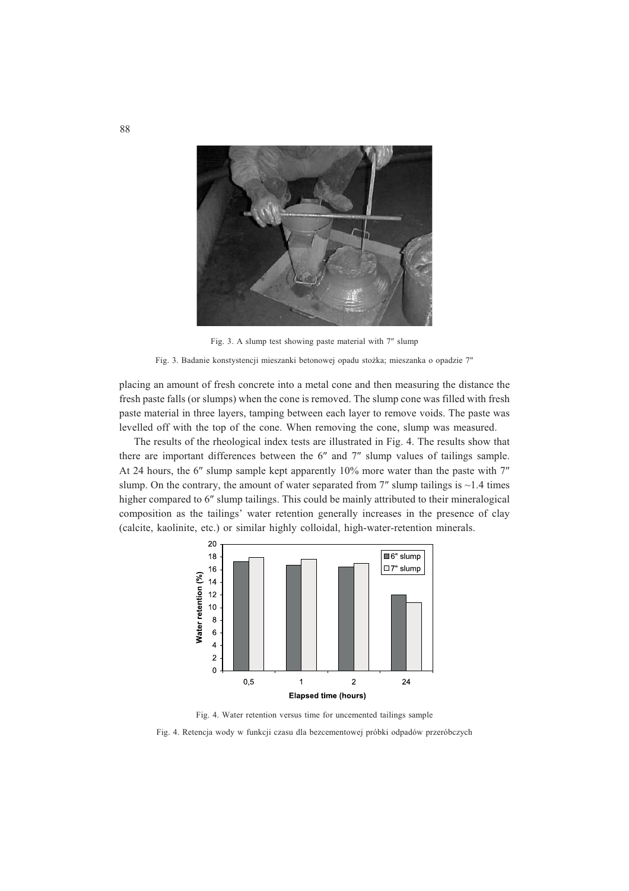Fig. 3. A slump test showing paste material with 7″ slump

Fig. 3. Badanie konstystencji mieszanki betonowej opadu stożka; mieszanka o opadzie 7″

placing an amount of fresh concrete into a metal cone and then measuring the distance the fresh paste falls (or slumps) when the cone is removed. The slump cone was filled with fresh paste material in three layers, tamping between each layer to remove voids. The paste was levelled off with the top of the cone. When removing the cone, slump was measured.

The results of the rheological index tests are illustrated in Fig. 4. The results show that there are important differences between the 6″ and 7″ slump values of tailings sample. At 24 hours, the 6″ slump sample kept apparently 10% more water than the paste with 7″ slump. On the contrary, the amount of water separated from 7″ slump tailings is ~1.4 times higher compared to 6″ slump tailings. This could be mainly attributed to their mineralogical composition as the tailings' water retention generally increases in the presence of clay (calcite, kaolinite, etc.) or similar highly colloidal, high-water-retention minerals.

Fig. 4. Water retention versus time for uncemented tailings sample

Fig. 4. Retencja wody w funkcji czasu dla bezcementowej próbki odpadów przeróbczych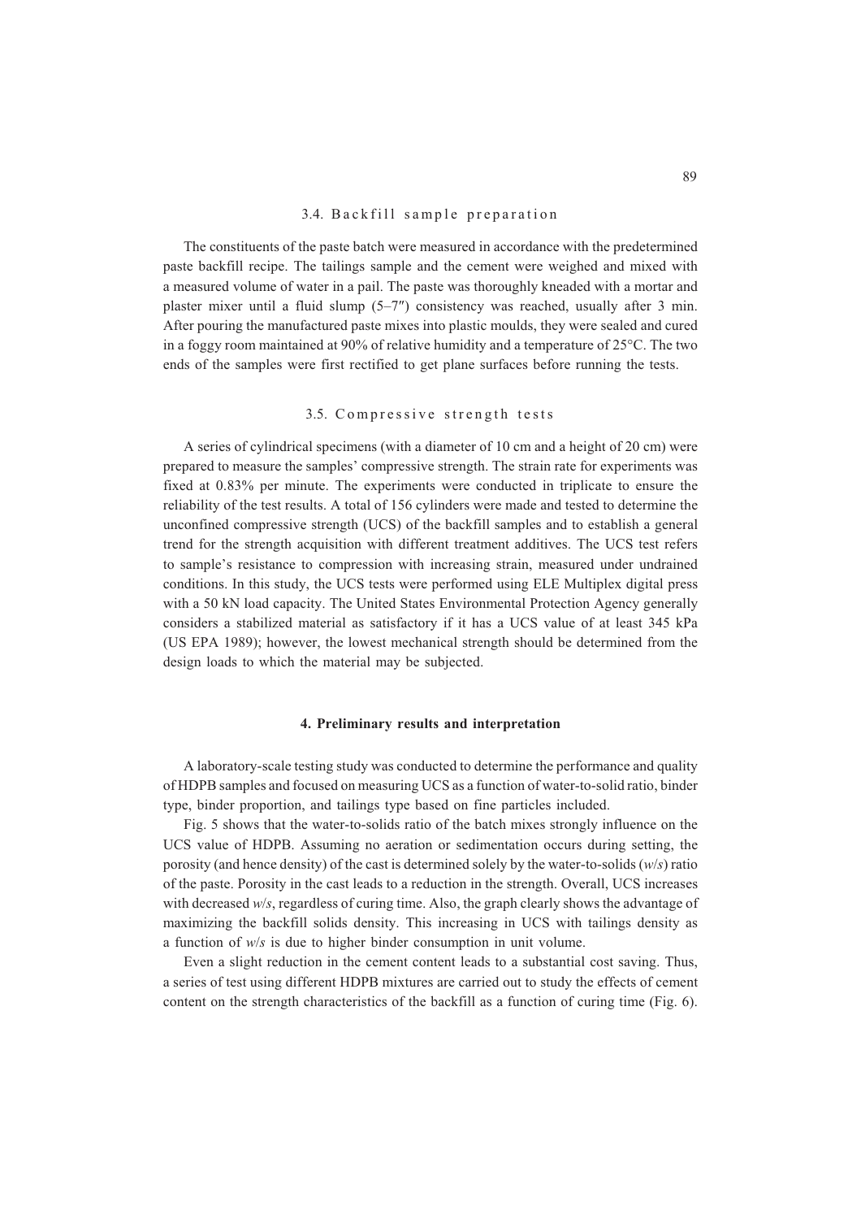### 3.4. Backfill sample preparation

The constituents of the paste batch were measured in accordance with the predetermined paste backfill recipe. The tailings sample and the cement were weighed and mixed with a measured volume of water in a pail. The paste was thoroughly kneaded with a mortar and plaster mixer until a fluid slump (5–7″) consistency was reached, usually after 3 min. After pouring the manufactured paste mixes into plastic moulds, they were sealed and cured in a foggy room maintained at 90% of relative humidity and a temperature of 25°C. The two ends of the samples were first rectified to get plane surfaces before running the tests.

### 3.5. Compressive strength tests

A series of cylindrical specimens (with a diameter of 10 cm and a height of 20 cm) were prepared to measure the samples' compressive strength. The strain rate for experiments was fixed at 0.83% per minute. The experiments were conducted in triplicate to ensure the reliability of the test results. A total of 156 cylinders were made and tested to determine the unconfined compressive strength (UCS) of the backfill samples and to establish a general trend for the strength acquisition with different treatment additives. The UCS test refers to sample's resistance to compression with increasing strain, measured under undrained conditions. In this study, the UCS tests were performed using ELE Multiplex digital press with a 50 kN load capacity. The United States Environmental Protection Agency generally considers a stabilized material as satisfactory if it has a UCS value of at least 345 kPa (US EPA 1989); however, the lowest mechanical strength should be determined from the design loads to which the material may be subjected.

## 4. Preliminary results and interpretation

A laboratory-scale testing study was conducted to determine the performance and quality of HDPB samples and focused on measuring UCS as a function of water-to-solid ratio, binder type, binder proportion, and tailings type based on fine particles included.

Fig. 5 shows that the water-to-solids ratio of the batch mixes strongly influence on the UCS value of HDPB. Assuming no aeration or sedimentation occurs during setting, the porosity (and hence density) of the cast is determined solely by the water-to-solids ($w/s$) ratio of the paste. Porosity in the cast leads to a reduction in the strength. Overall, UCS increases with decreased $w/s$, regardless of curing time. Also, the graph clearly shows the advantage of maximizing the backfill solids density. This increasing in UCS with tailings density as a function of $w/s$ is due to higher binder consumption in unit volume.

Even a slight reduction in the cement content leads to a substantial cost saving. Thus, a series of test using different HDPB mixtures are carried out to study the effects of cement content on the strength characteristics of the backfill as a function of curing time (Fig. 6).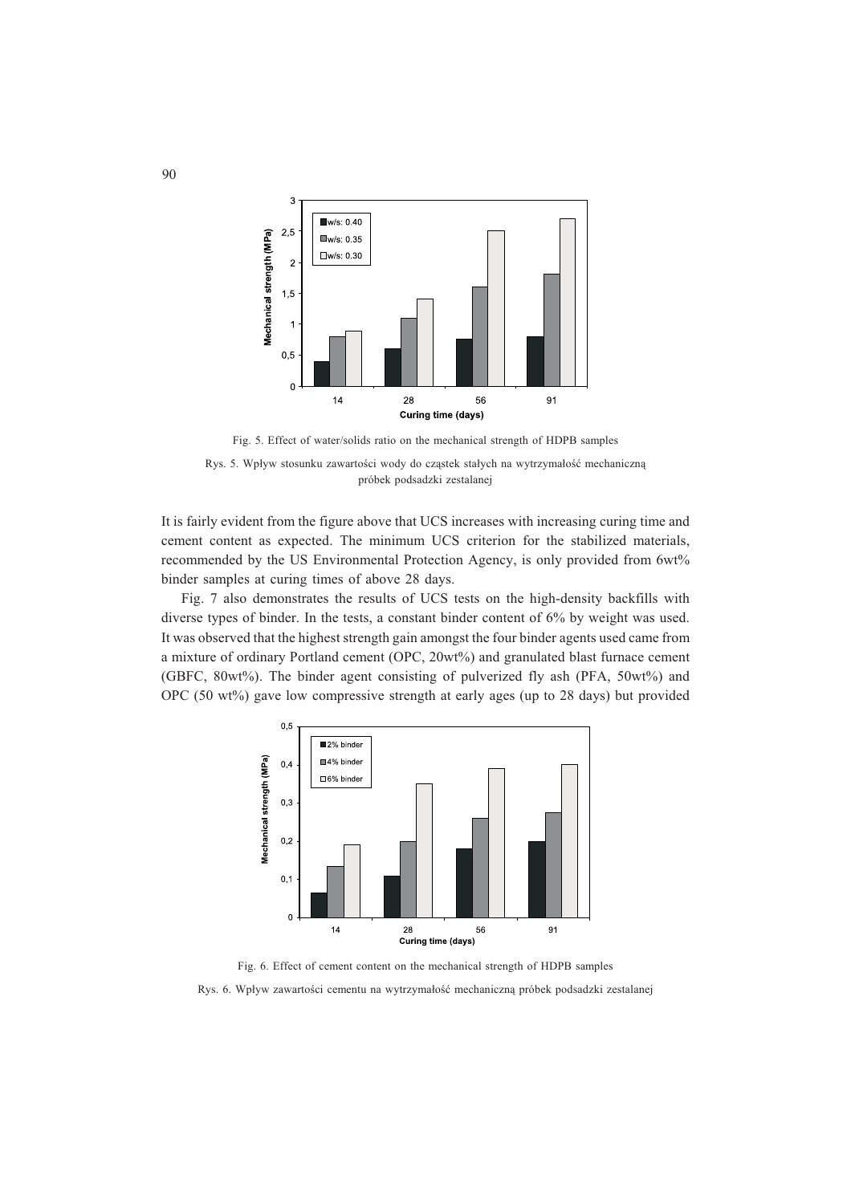Fig. 5. Effect of water/solids ratio on the mechanical strength of HDPB samples

Rys. 5. Wpływ stosunku zawartości wody do cząstek stałych na wytrzymałość mechaniczną próbek podsadzki zestalanej

It is fairly evident from the figure above that UCS increases with increasing curing time and cement content as expected. The minimum UCS criterion for the stabilized materials, recommended by the US Environmental Protection Agency, is only provided from 6wt% binder samples at curing times of above 28 days.

Fig. 7 also demonstrates the results of UCS tests on the high-density backfills with diverse types of binder. In the tests, a constant binder content of 6% by weight was used. It was observed that the highest strength gain amongst the four binder agents used came from a mixture of ordinary Portland cement (OPC, 20wt%) and granulated blast furnace cement (GBFC, 80wt%). The binder agent consisting of pulverized fly ash (PFA, 50wt%) and OPC (50 wt%) gave low compressive strength at early ages (up to 28 days) but provided

Fig. 6. Effect of cement content on the mechanical strength of HDPB samples

Rys. 6. Wpływ zawartości cementu na wytrzymałość mechaniczną próbek podsadzki zestalanej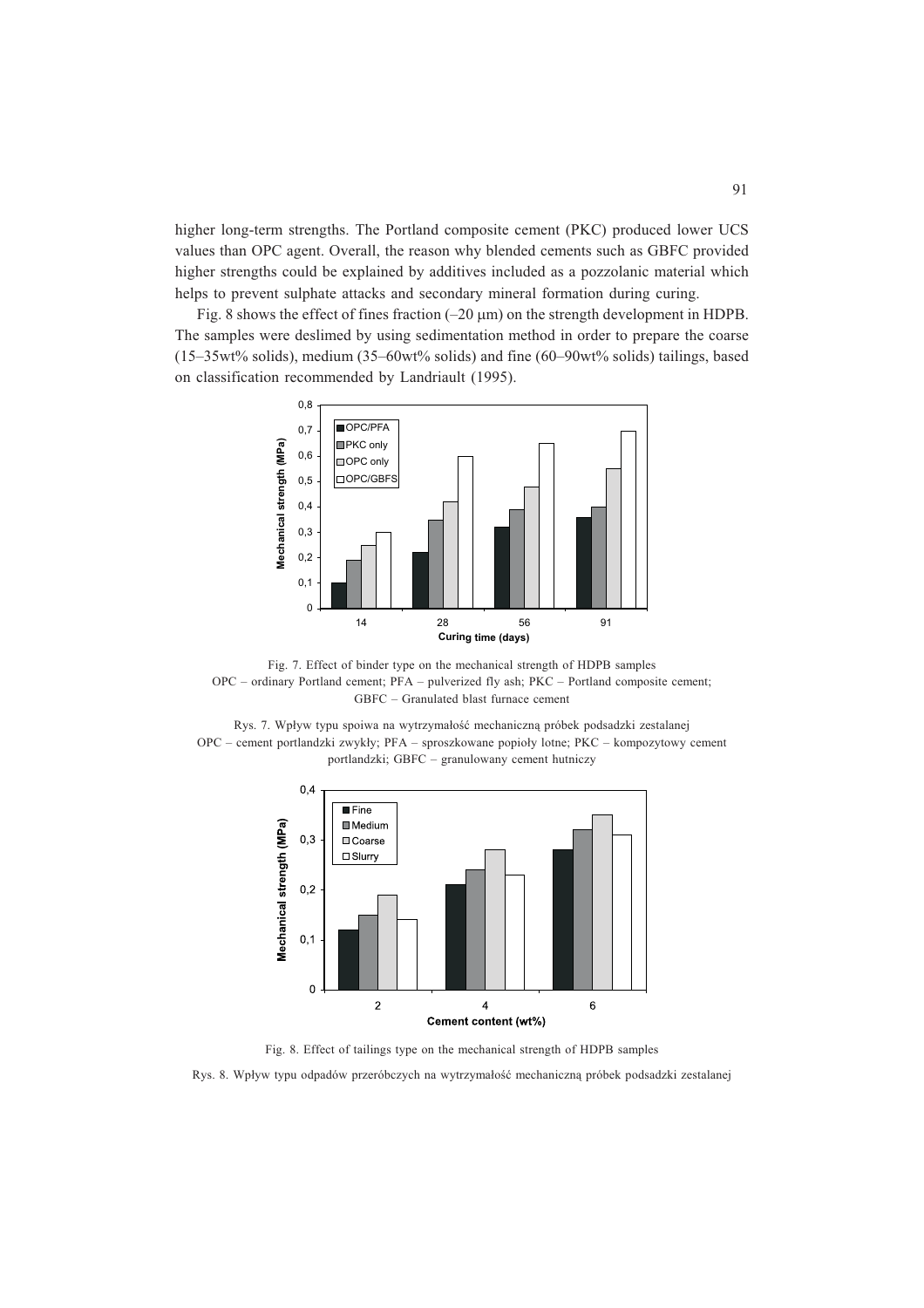higher long-term strengths. The Portland composite cement (PKC) produced lower UCS values than OPC agent. Overall, the reason why blended cements such as GBFC provided higher strengths could be explained by additives included as a pozzolanic material which helps to prevent sulphate attacks and secondary mineral formation during curing.

Fig. 8 shows the effect of fines fraction (–20 μm) on the strength development in HDPB. The samples were deslimed by using sedimentation method in order to prepare the coarse (15–35wt% solids), medium (35–60wt% solids) and fine (60–90wt% solids) tailings, based on classification recommended by Landriault (1995).

Fig. 7. Effect of binder type on the mechanical strength of HDPB samples
OPC – ordinary Portland cement; PFA – pulverized fly ash; PKC – Portland composite cement; GBFC – Granulated blast furnace cement

Rys. 7. Wpływ typu spoiwa na wytrzymałość mechaniczną próbek podsadzki zestalanej
OPC – cement portlandzki zwykły; PFA – sproszkowane popioły lotne; PKC – kompozytowy cement portlandzki; GBFC – granulowany cement hutniczy

Fig. 8. Effect of tailings type on the mechanical strength of HDPB samples

Rys. 8. Wpływ typu odpadów przeróbczych na wytrzymałość mechaniczną próbek podsadzki zestalanej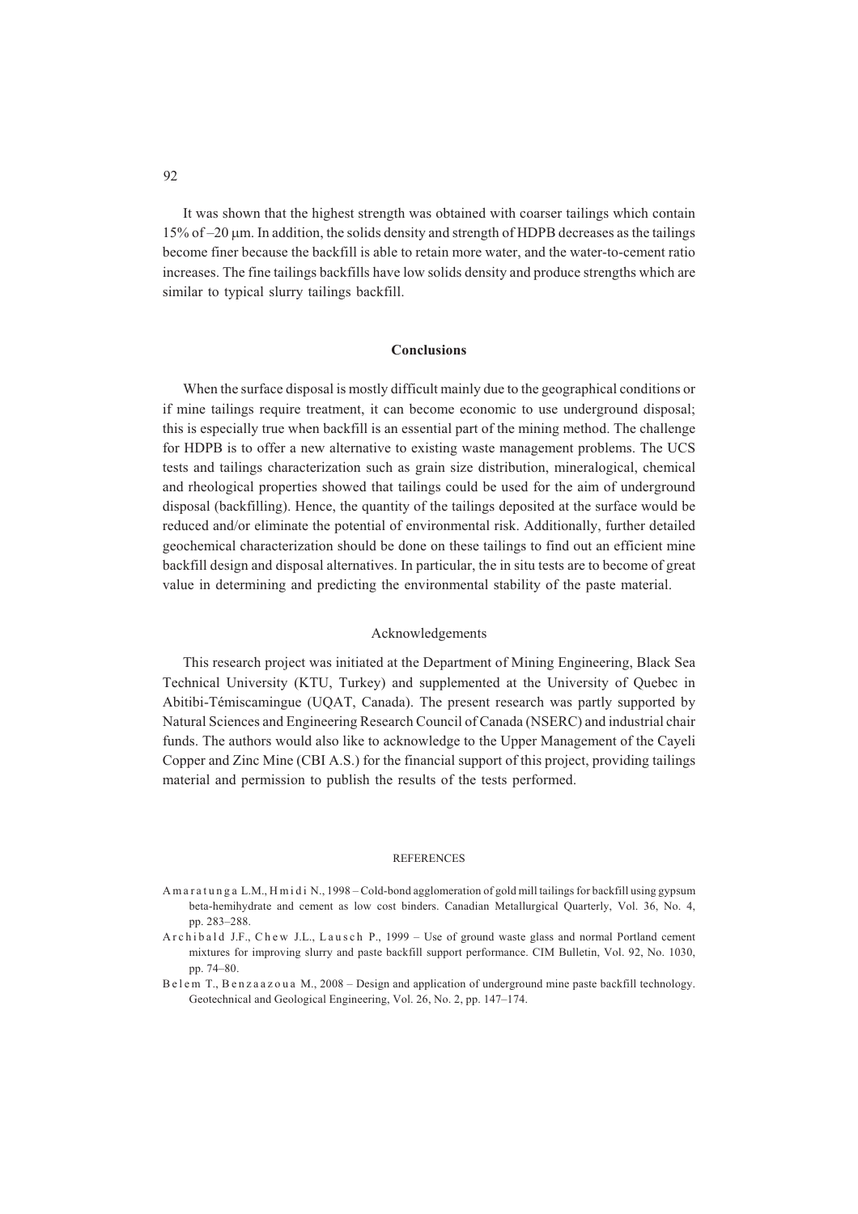It was shown that the highest strength was obtained with coarser tailings which contain 15% of –20 μm. In addition, the solids density and strength of HDPB decreases as the tailings become finer because the backfill is able to retain more water, and the water-to-cement ratio increases. The fine tailings backfills have low solids density and produce strengths which are similar to typical slurry tailings backfill.

## Conclusions

When the surface disposal is mostly difficult mainly due to the geographical conditions or if mine tailings require treatment, it can become economic to use underground disposal; this is especially true when backfill is an essential part of the mining method. The challenge for HDPB is to offer a new alternative to existing waste management problems. The UCS tests and tailings characterization such as grain size distribution, mineralogical, chemical and rheological properties showed that tailings could be used for the aim of underground disposal (backfilling). Hence, the quantity of the tailings deposited at the surface would be reduced and/or eliminate the potential of environmental risk. Additionally, further detailed geochemical characterization should be done on these tailings to find out an efficient mine backfill design and disposal alternatives. In particular, the in situ tests are to become of great value in determining and predicting the environmental stability of the paste material.

## Acknowledgements

This research project was initiated at the Department of Mining Engineering, Black Sea Technical University (KTU, Turkey) and supplemented at the University of Quebec in Abitibi-Témiscamingue (UQAT, Canada). The present research was partly supported by Natural Sciences and Engineering Research Council of Canada (NSERC) and industrial chair funds. The authors would also like to acknowledge to the Upper Management of the Cayeli Copper and Zinc Mine (CBI A.S.) for the financial support of this project, providing tailings material and permission to publish the results of the tests performed.

## REFERENCES

Amaratunga L.M., Hmidi N., 1998 – Cold-bond agglomeration of gold mill tailings for backfill using gypsum beta-hemihydrate and cement as low cost binders. Canadian Metallurgical Quarterly, Vol. 36, No. 4, pp. 283–288.

Archibald J.F., Chew J.L., Lausch P., 1999 – Use of ground waste glass and normal Portland cement mixtures for improving slurry and paste backfill support performance. CIM Bulletin, Vol. 92, No. 1030, pp. 74–80.

Belem T., Benzaazoua M., 2008 – Design and application of underground mine paste backfill technology. Geotechnical and Geological Engineering, Vol. 26, No. 2, pp. 147–174.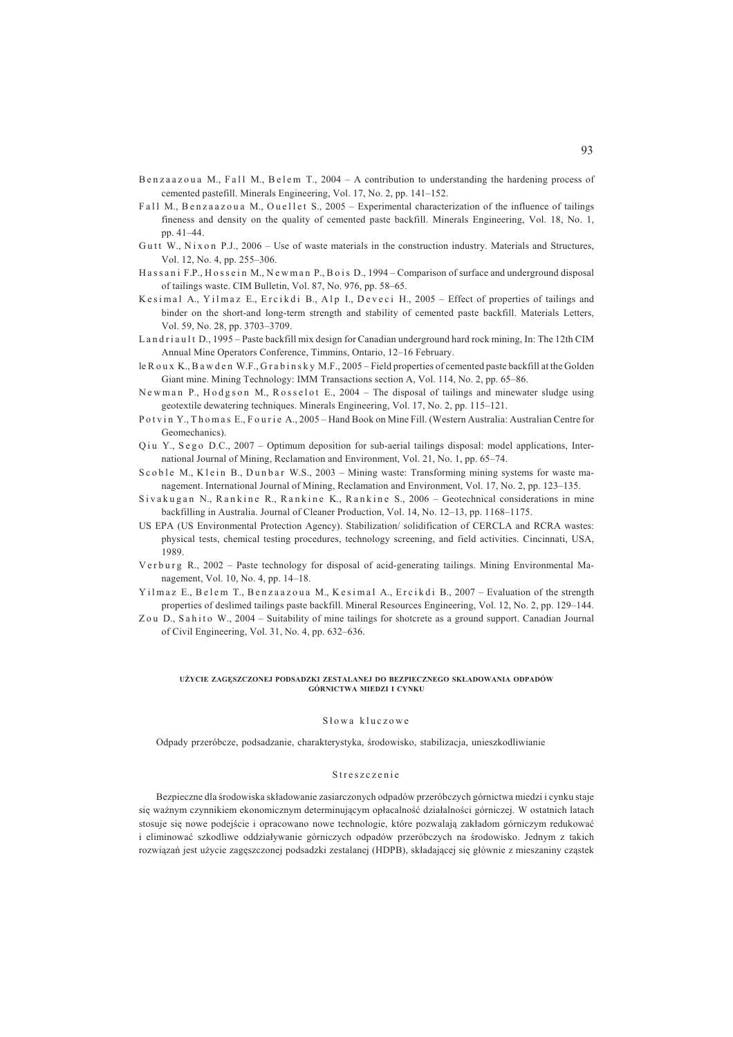Benzaazoua M., Fall M., Belem T., 2004 – A contribution to understanding the hardening process of cemented pastefill. Minerals Engineering, Vol. 17, No. 2, pp. 141–152.

Fall M., Benzaazoua M., Ouellet S., 2005 – Experimental characterization of the influence of tailings fineness and density on the quality of cemented paste backfill. Minerals Engineering, Vol. 18, No. 1, pp. 41–44.

Gutt W., Nixon P.J., 2006 – Use of waste materials in the construction industry. Materials and Structures, Vol. 12, No. 4, pp. 255–306.

Hassani F.P., Hossein M., Newman P., Bois D., 1994 – Comparison of surface and underground disposal of tailings waste. CIM Bulletin, Vol. 87, No. 976, pp. 58–65.

Kesimal A., Yilmaz E., Ercikdi B., Alp I., Deveci H., 2005 – Effect of properties of tailings and binder on the short-and long-term strength and stability of cemented paste backfill. Materials Letters, Vol. 59, No. 28, pp. 3703–3709.

Landriault D., 1995 – Paste backfill mix design for Canadian underground hard rock mining, In: The 12th CIM Annual Mine Operators Conference, Timmins, Ontario, 12–16 February.

le Roux K., Bawden W.F., Grabinsky M.F., 2005 – Field properties of cemented paste backfill at the Golden Giant mine. Mining Technology: IMM Transactions section A, Vol. 114, No. 2, pp. 65–86.

Newman P., Hodgson M., Rosselot E., 2004 – The disposal of tailings and minewater sludge using geotextile dewatering techniques. Minerals Engineering, Vol. 17, No. 2, pp. 115–121.

Potvin Y., Thomas E., Fourie A., 2005 – Hand Book on Mine Fill. (Western Australia: Australian Centre for Geomechanics).

Qiu Y., Sego D.C., 2007 – Optimum deposition for sub-aerial tailings disposal: model applications, International Journal of Mining, Reclamation and Environment, Vol. 21, No. 1, pp. 65–74.

Scoble M., Klein B., Dunbar W.S., 2003 – Mining waste: Transforming mining systems for waste management. International Journal of Mining, Reclamation and Environment, Vol. 17, No. 2, pp. 123–135.

Sivakugan N., Rankine R., Rankine K., Rankine S., 2006 – Geotechnical considerations in mine backfilling in Australia. Journal of Cleaner Production, Vol. 14, No. 12–13, pp. 1168–1175.

US EPA (US Environmental Protection Agency). Stabilization/ solidification of CERCLA and RCRA wastes: physical tests, chemical testing procedures, technology screening, and field activities. Cincinnati, USA, 1989.

Verburg R., 2002 – Paste technology for disposal of acid-generating tailings. Mining Environmental Management, Vol. 10, No. 4, pp. 14–18.

Yilmaz E., Belem T., Benzaazoua M., Kesimal A., Ercikdi B., 2007 – Evaluation of the strength properties of deslimed tailings paste backfill. Mineral Resources Engineering, Vol. 12, No. 2, pp. 129–144.

Zou D., Sahito W., 2004 – Suitability of mine tailings for shotcrete as a ground support. Canadian Journal of Civil Engineering, Vol. 31, No. 4, pp. 632–636.

## UŻYCIE ZAGĘSZCZONEJ PODSADZKI ZESTALANEJ DO BEZPIECZNEGO SKŁADOWANIA ODPADÓW GÓRNICTWA MIEDZI I CYNKU

### Słowa kluczowe

Odpady przeróbcze, podsadzanie, charakterystyka, środowisko, stabilizacja, unieszkodliwianie

### Streszczenie

Bezpieczne dla środowiska składowanie zasiarczonych odpadów przeróbczych górnictwa miedzi i cynku staje się ważnym czynnikiem ekonomicznym determinującym opłacalność działalności górniczej. W ostatnich latach stosuje się nowe podejście i opracowano nowe technologie, które pozwalają zakładom górniczym redukować i eliminować szkodliwe oddziaływanie górniczych odpadów przeróbczych na środowisko. Jednym z takich rozwiązań jest użycie zagęszczonej podsadzki zestalanej (HDPB), składającej się głównie z mieszaniny cząstek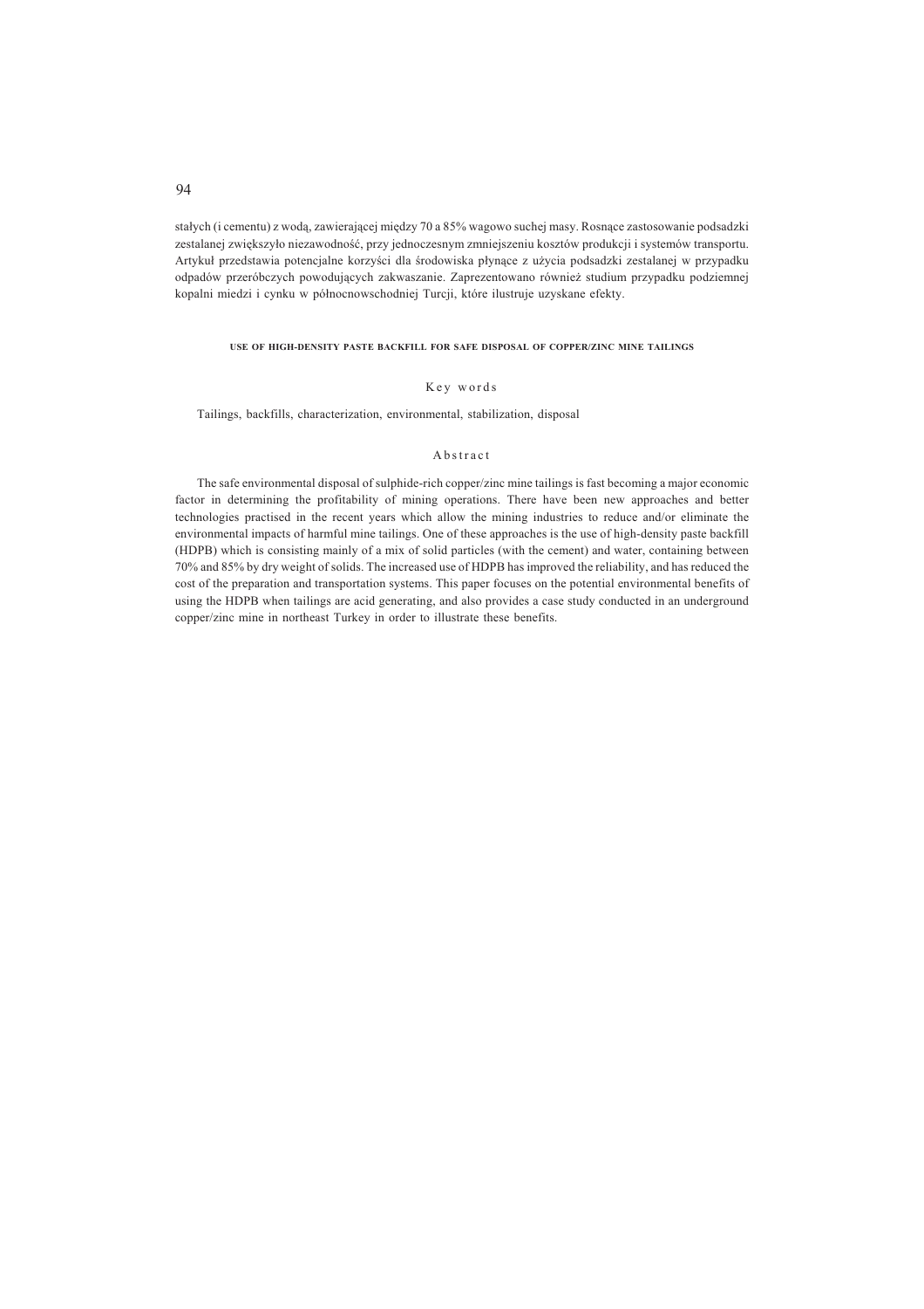stałych (i cementu) z wodą, zawierającej między 70 a 85% wagowo suchej masy. Rosnące zastosowanie podsadzki zestalanej zwiększyło niezawodność, przy jednoczesnym zmniejszeniu kosztów produkcji i systemów transportu. Artykuł przedstawia potencjalne korzyści dla środowiska płynące z użycia podsadzki zestalanej w przypadku odpadów przeróbczych powodujących zakwaszanie. Zaprezentowano również studium przypadku podziemnej kopalni miedzi i cynku w północnowschodniej Turcji, które ilustruje uzyskane efekty.

### USE OF HIGH-DENSITY PASTE BACKFILL FOR SAFE DISPOSAL OF COPPER/ZINC MINE TAILINGS

#### Key words

Tailings, backfills, characterization, environmental, stabilization, disposal

#### Abstract

The safe environmental disposal of sulphide-rich copper/zinc mine tailings is fast becoming a major economic factor in determining the profitability of mining operations. There have been new approaches and better technologies practised in the recent years which allow the mining industries to reduce and/or eliminate the environmental impacts of harmful mine tailings. One of these approaches is the use of high-density paste backfill (HDPB) which is consisting mainly of a mix of solid particles (with the cement) and water, containing between 70% and 85% by dry weight of solids. The increased use of HDPB has improved the reliability, and has reduced the cost of the preparation and transportation systems. This paper focuses on the potential environmental benefits of using the HDPB when tailings are acid generating, and also provides a case study conducted in an underground copper/zinc mine in northeast Turkey in order to illustrate these benefits.